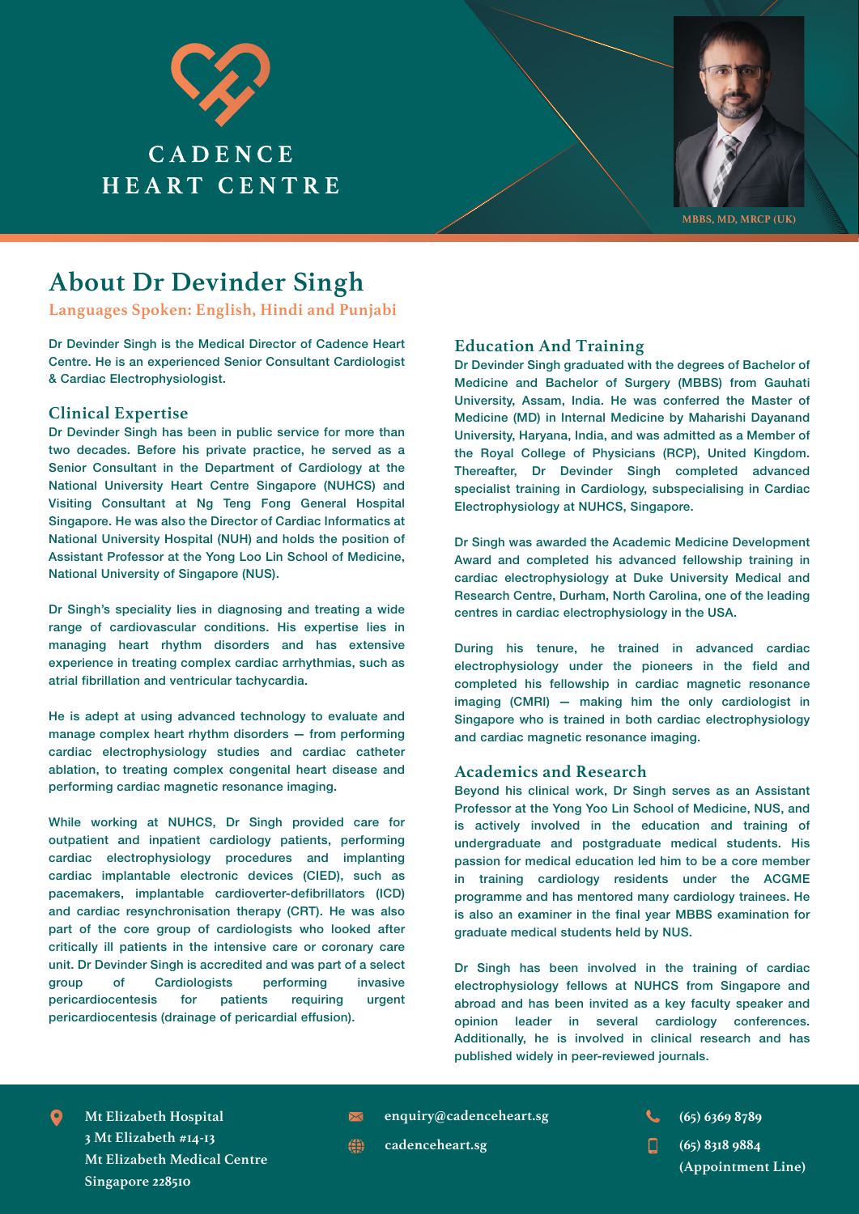CADENCE HEART CENTRE

MBBS, MD, MRCP (UK)

# About Dr Devinder Singh

**Languages Spoken: English, Hindi and Punjabi**

Dr Devinder Singh is the Medical Director of Cadence Heart Centre. He is an experienced Senior Consultant Cardiologist & Cardiac Electrophysiologist.

## Clinical Expertise

Dr Devinder Singh has been in public service for more than two decades. Before his private practice, he served as a Senior Consultant in the Department of Cardiology at the National University Heart Centre Singapore (NUHCS) and Visiting Consultant at Ng Teng Fong General Hospital Singapore. He was also the Director of Cardiac Informatics at National University Hospital (NUH) and holds the position of Assistant Professor at the Yong Loo Lin School of Medicine, National University of Singapore (NUS).

Dr Singh's speciality lies in diagnosing and treating a wide range of cardiovascular conditions. His expertise lies in managing heart rhythm disorders and has extensive experience in treating complex cardiac arrhythmias, such as atrial fibrillation and ventricular tachycardia.

He is adept at using advanced technology to evaluate and manage complex heart rhythm disorders — from performing cardiac electrophysiology studies and cardiac catheter ablation, to treating complex congenital heart disease and performing cardiac magnetic resonance imaging.

While working at NUHCS, Dr Singh provided care for outpatient and inpatient cardiology patients, performing cardiac electrophysiology procedures and implanting cardiac implantable electronic devices (CIED), such as pacemakers, implantable cardioverter-defibrillators (ICD) and cardiac resynchronisation therapy (CRT). He was also part of the core group of cardiologists who looked after critically ill patients in the intensive care or coronary care unit. Dr Devinder Singh is accredited and was part of a select group of Cardiologists performing invasive pericardiocentesis for patients requiring urgent pericardiocentesis (drainage of pericardial effusion).

## Education And Training

Dr Devinder Singh graduated with the degrees of Bachelor of Medicine and Bachelor of Surgery (MBBS) from Gauhati University, Assam, India. He was conferred the Master of Medicine (MD) in Internal Medicine by Maharishi Dayanand University, Haryana, India, and was admitted as a Member of the Royal College of Physicians (RCP), United Kingdom. Thereafter, Dr Devinder Singh completed advanced specialist training in Cardiology, subspecialising in Cardiac Electrophysiology at NUHCS, Singapore.

Dr Singh was awarded the Academic Medicine Development Award and completed his advanced fellowship training in cardiac electrophysiology at Duke University Medical and Research Centre, Durham, North Carolina, one of the leading centres in cardiac electrophysiology in the USA.

During his tenure, he trained in advanced cardiac electrophysiology under the pioneers in the field and completed his fellowship in cardiac magnetic resonance imaging (CMRI) — making him the only cardiologist in Singapore who is trained in both cardiac electrophysiology and cardiac magnetic resonance imaging.

## Academics and Research

Beyond his clinical work, Dr Singh serves as an Assistant Professor at the Yong Yoo Lin School of Medicine, NUS, and is actively involved in the education and training of undergraduate and postgraduate medical students. His passion for medical education led him to be a core member in training cardiology residents under the ACGME programme and has mentored many cardiology trainees. He is also an examiner in the final year MBBS examination for graduate medical students held by NUS.

Dr Singh has been involved in the training of cardiac electrophysiology fellows at NUHCS from Singapore and abroad and has been invited as a key faculty speaker and opinion leader in several cardiology conferences. Additionally, he is involved in clinical research and has published widely in peer-reviewed journals.

Mt Elizabeth Hospital
3 Mt Elizabeth #14-13
Mt Elizabeth Medical Centre
Singapore 228510

enquiry@cadenceheart.sg
cadenceheart.sg

(65) 6369 8789
(65) 8318 9884 (Appointment Line)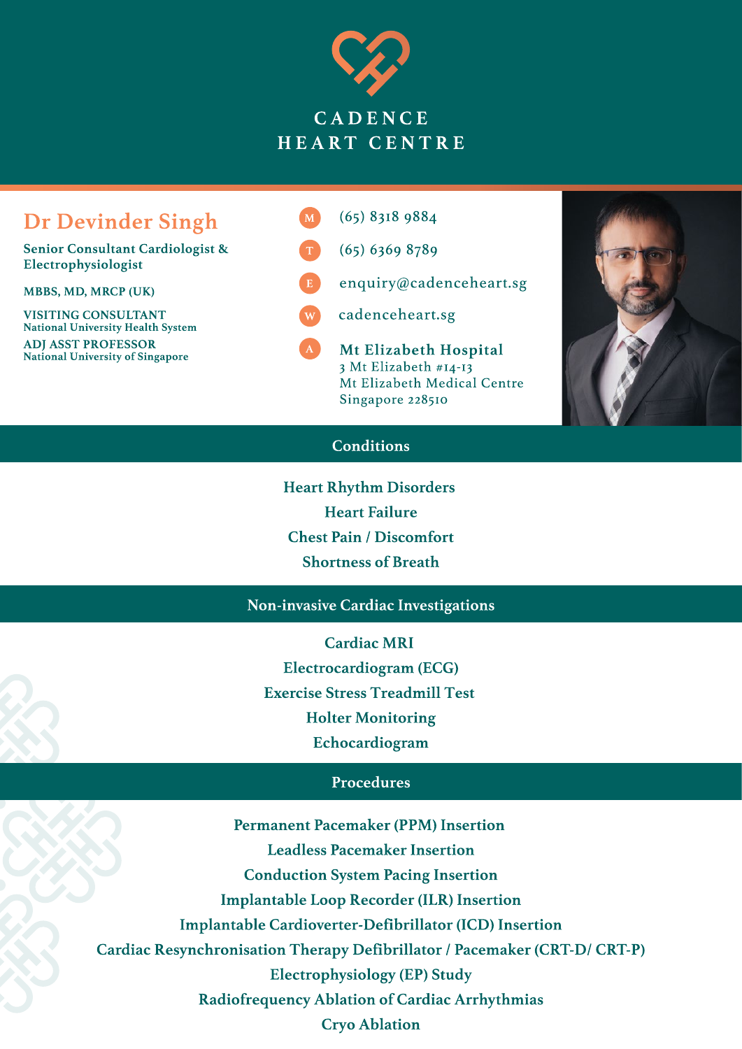# CADENCE HEART CENTRE

## Dr Devinder Singh

**Senior Consultant Cardiologist & Electrophysiologist**

MBBS, MD, MRCP (UK)

**VISITING CONSULTANT**
National University Health System

**ADJ ASST PROFESSOR**
National University of Singapore

- **M** (65) 8318 9884
- **T** (65) 6369 8789
- **E** enquiry@cadenceheart.sg
- **W** cadenceheart.sg
- **A** **Mt Elizabeth Hospital**
  3 Mt Elizabeth #14-13
  Mt Elizabeth Medical Centre
  Singapore 228510

## Conditions

Heart Rhythm Disorders
Heart Failure
Chest Pain / Discomfort
Shortness of Breath

## Non-invasive Cardiac Investigations

Cardiac MRI
Electrocardiogram (ECG)
Exercise Stress Treadmill Test
Holter Monitoring
Echocardiogram

## Procedures

Permanent Pacemaker (PPM) Insertion
Leadless Pacemaker Insertion
Conduction System Pacing Insertion
Implantable Loop Recorder (ILR) Insertion
Implantable Cardioverter-Defibrillator (ICD) Insertion
Cardiac Resynchronisation Therapy Defibrillator / Pacemaker (CRT-D/ CRT-P)
Electrophysiology (EP) Study
Radiofrequency Ablation of Cardiac Arrhythmias
Cryo Ablation